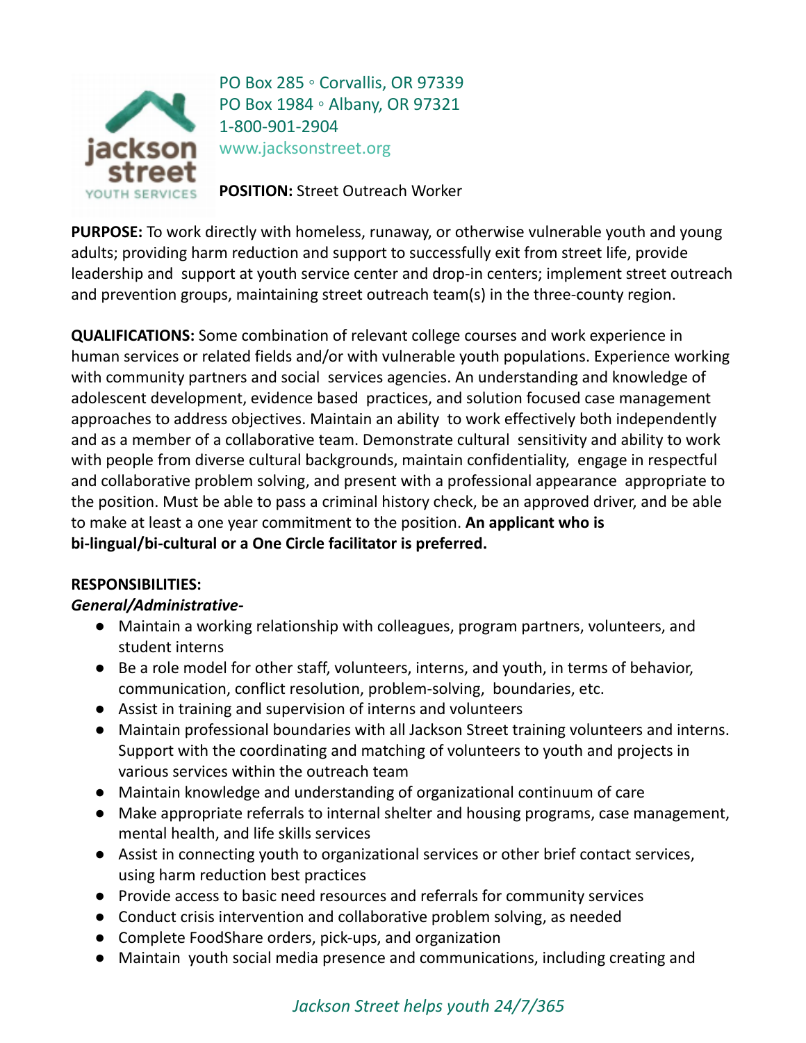PO Box 285 ◦ Corvallis, OR 97339
PO Box 1984 ◦ Albany, OR 97321
1-800-901-2904
www.jacksonstreet.org

**POSITION:** Street Outreach Worker

**PURPOSE:** To work directly with homeless, runaway, or otherwise vulnerable youth and young adults; providing harm reduction and support to successfully exit from street life, provide leadership and support at youth service center and drop-in centers; implement street outreach and prevention groups, maintaining street outreach team(s) in the three-county region.

**QUALIFICATIONS:** Some combination of relevant college courses and work experience in human services or related fields and/or with vulnerable youth populations. Experience working with community partners and social services agencies. An understanding and knowledge of adolescent development, evidence based practices, and solution focused case management approaches to address objectives. Maintain an ability to work effectively both independently and as a member of a collaborative team. Demonstrate cultural sensitivity and ability to work with people from diverse cultural backgrounds, maintain confidentiality, engage in respectful and collaborative problem solving, and present with a professional appearance appropriate to the position. Must be able to pass a criminal history check, be an approved driver, and be able to make at least a one year commitment to the position. **An applicant who is bi-lingual/bi-cultural or a One Circle facilitator is preferred.**

**RESPONSIBILITIES:**

***General/Administrative-***

- Maintain a working relationship with colleagues, program partners, volunteers, and student interns
- Be a role model for other staff, volunteers, interns, and youth, in terms of behavior, communication, conflict resolution, problem-solving, boundaries, etc.
- Assist in training and supervision of interns and volunteers
- Maintain professional boundaries with all Jackson Street training volunteers and interns. Support with the coordinating and matching of volunteers to youth and projects in various services within the outreach team
- Maintain knowledge and understanding of organizational continuum of care
- Make appropriate referrals to internal shelter and housing programs, case management, mental health, and life skills services
- Assist in connecting youth to organizational services or other brief contact services, using harm reduction best practices
- Provide access to basic need resources and referrals for community services
- Conduct crisis intervention and collaborative problem solving, as needed
- Complete FoodShare orders, pick-ups, and organization
- Maintain youth social media presence and communications, including creating and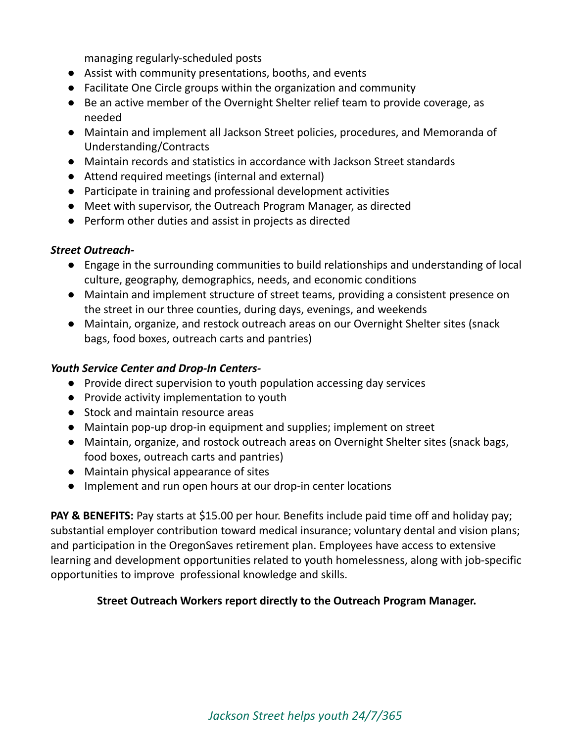managing regularly-scheduled posts

- Assist with community presentations, booths, and events
- Facilitate One Circle groups within the organization and community
- Be an active member of the Overnight Shelter relief team to provide coverage, as needed
- Maintain and implement all Jackson Street policies, procedures, and Memoranda of Understanding/Contracts
- Maintain records and statistics in accordance with Jackson Street standards
- Attend required meetings (internal and external)
- Participate in training and professional development activities
- Meet with supervisor, the Outreach Program Manager, as directed
- Perform other duties and assist in projects as directed

***Street Outreach-***

- Engage in the surrounding communities to build relationships and understanding of local culture, geography, demographics, needs, and economic conditions
- Maintain and implement structure of street teams, providing a consistent presence on the street in our three counties, during days, evenings, and weekends
- Maintain, organize, and restock outreach areas on our Overnight Shelter sites (snack bags, food boxes, outreach carts and pantries)

***Youth Service Center and Drop-In Centers-***

- Provide direct supervision to youth population accessing day services
- Provide activity implementation to youth
- Stock and maintain resource areas
- Maintain pop-up drop-in equipment and supplies; implement on street
- Maintain, organize, and rostock outreach areas on Overnight Shelter sites (snack bags, food boxes, outreach carts and pantries)
- Maintain physical appearance of sites
- Implement and run open hours at our drop-in center locations

**PAY & BENEFITS:** Pay starts at $15.00 per hour. Benefits include paid time off and holiday pay; substantial employer contribution toward medical insurance; voluntary dental and vision plans; and participation in the OregonSaves retirement plan. Employees have access to extensive learning and development opportunities related to youth homelessness, along with job-specific opportunities to improve professional knowledge and skills.

**Street Outreach Workers report directly to the Outreach Program Manager.**